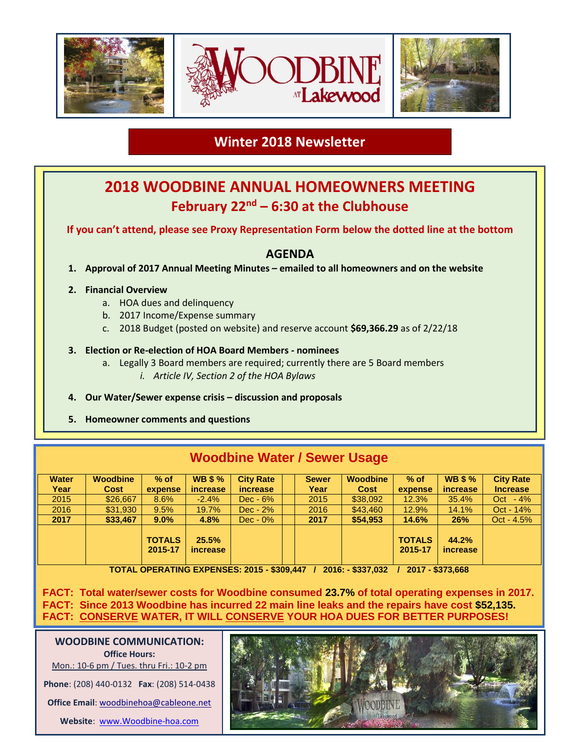# WOODBINE AT Lakewood

## Winter 2018 Newsletter

# 2018 WOODBINE ANNUAL HOMEOWNERS MEETING

## February 22nd – 6:30 at the Clubhouse

**If you can't attend, please see Proxy Representation Form below the dotted line at the bottom**

### AGENDA

1. **Approval of 2017 Annual Meeting Minutes – emailed to all homeowners and on the website**
2. **Financial Overview**
   a. HOA dues and delinquency
   b. 2017 Income/Expense summary
   c. 2018 Budget (posted on website) and reserve account **$69,366.29** as of 2/22/18
3. **Election or Re-election of HOA Board Members - nominees**
   a. Legally 3 Board members are required; currently there are 5 Board members
      i. *Article IV, Section 2 of the HOA Bylaws*
4. **Our Water/Sewer expense crisis – discussion and proposals**
5. **Homeowner comments and questions**

## Woodbine Water / Sewer Usage

| Water Year | Woodbine Cost | % of expense | WB $ % increase | City Rate increase | | Sewer Year | Woodbine Cost | % of expense | WB $ % increase | City Rate Increase |
|---|---|---|---|---|---|---|---|---|---|---|
| 2015 | $26,667 | 8.6% | -2.4% | Dec - 6% | | 2015 | $38,092 | 12.3% | 35.4% | Oct - 4% |
| 2016 | $31,930 | 9.5% | 19.7% | Dec - 2% | | 2016 | $43,460 | 12.9% | 14.1% | Oct - 14% |
| **2017** | **$33,467** | **9.0%** | **4.8%** | Dec - 0% | | **2017** | **$54,953** | **14.6%** | **26%** | Oct - 4.5% |
| | | **TOTALS 2015-17** | **25.5% increase** | | | | | **TOTALS 2015-17** | **44.2% increase** | |

**TOTAL OPERATING EXPENSES: 2015 - $309,447 / 2016: - $337,032 / 2017 - $373,668**

**FACT: Total water/sewer costs for Woodbine consumed 23.7% of total operating expenses in 2017.**
**FACT: Since 2013 Woodbine has incurred 22 main line leaks and the repairs have cost $52,135.**
**FACT: CONSERVE WATER, IT WILL CONSERVE YOUR HOA DUES FOR BETTER PURPOSES!**

**WOODBINE COMMUNICATION:**

**Office Hours:**
Mon.: 10-6 pm / Tues. thru Fri.: 10-2 pm

**Phone**: (208) 440-0132 **Fax**: (208) 514-0438

**Office Email**: woodbinehoa@cableone.net

**Website**: www.Woodbine-hoa.com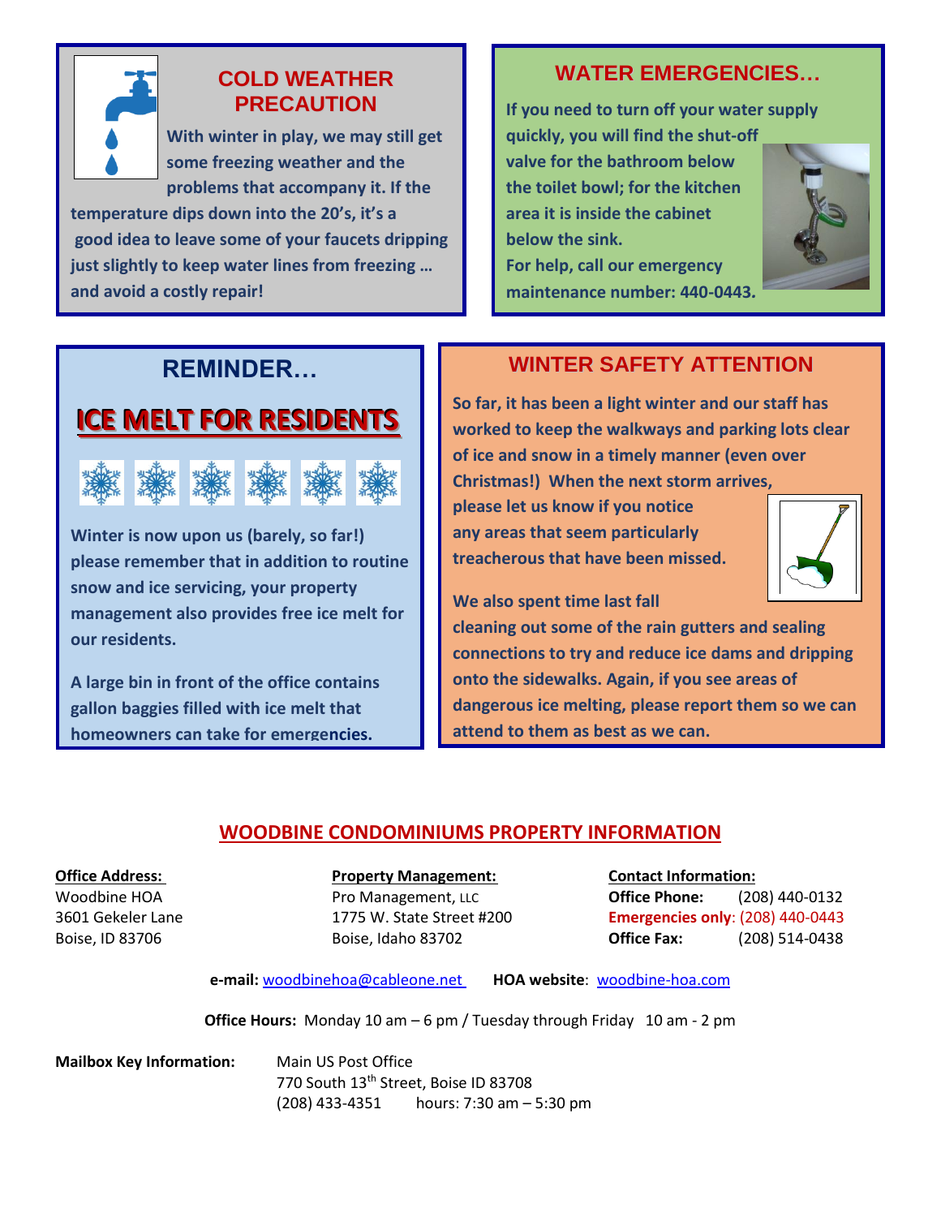## COLD WEATHER PRECAUTION

**With winter in play, we may still get some freezing weather and the problems that accompany it. If the temperature dips down into the 20's, it's a good idea to leave some of your faucets dripping just slightly to keep water lines from freezing … and avoid a costly repair!**

## WATER EMERGENCIES…

**If you need to turn off your water supply quickly, you will find the shut-off valve for the bathroom below the toilet bowl; for the kitchen area it is inside the cabinet below the sink.**
**For help, call our emergency maintenance number: 440-0443.**

## REMINDER…

## ICE MELT FOR RESIDENTS

**Winter is now upon us (barely, so far!) please remember that in addition to routine snow and ice servicing, your property management also provides free ice melt for our residents.**

**A large bin in front of the office contains gallon baggies filled with ice melt that homeowners can take for emergencies.**

## WINTER SAFETY ATTENTION

**So far, it has been a light winter and our staff has worked to keep the walkways and parking lots clear of ice and snow in a timely manner (even over Christmas!) When the next storm arrives, please let us know if you notice any areas that seem particularly treacherous that have been missed.**

**We also spent time last fall cleaning out some of the rain gutters and sealing connections to try and reduce ice dams and dripping onto the sidewalks. Again, if you see areas of dangerous ice melting, please report them so we can attend to them as best as we can.**

## WOODBINE CONDOMINIUMS PROPERTY INFORMATION

**Office Address:**
Woodbine HOA
3601 Gekeler Lane
Boise, ID 83706

**Property Management:**
Pro Management, LLC
1775 W. State Street #200
Boise, Idaho 83702

**Contact Information:**
**Office Phone:** (208) 440-0132
**Emergencies only**: (208) 440-0443
**Office Fax:** (208) 514-0438

**e-mail:** woodbinehoa@cableone.net **HOA website**: woodbine-hoa.com

**Office Hours:** Monday 10 am – 6 pm / Tuesday through Friday 10 am - 2 pm

**Mailbox Key Information:**
Main US Post Office
770 South 13th Street, Boise ID 83708
(208) 433-4351 hours: 7:30 am – 5:30 pm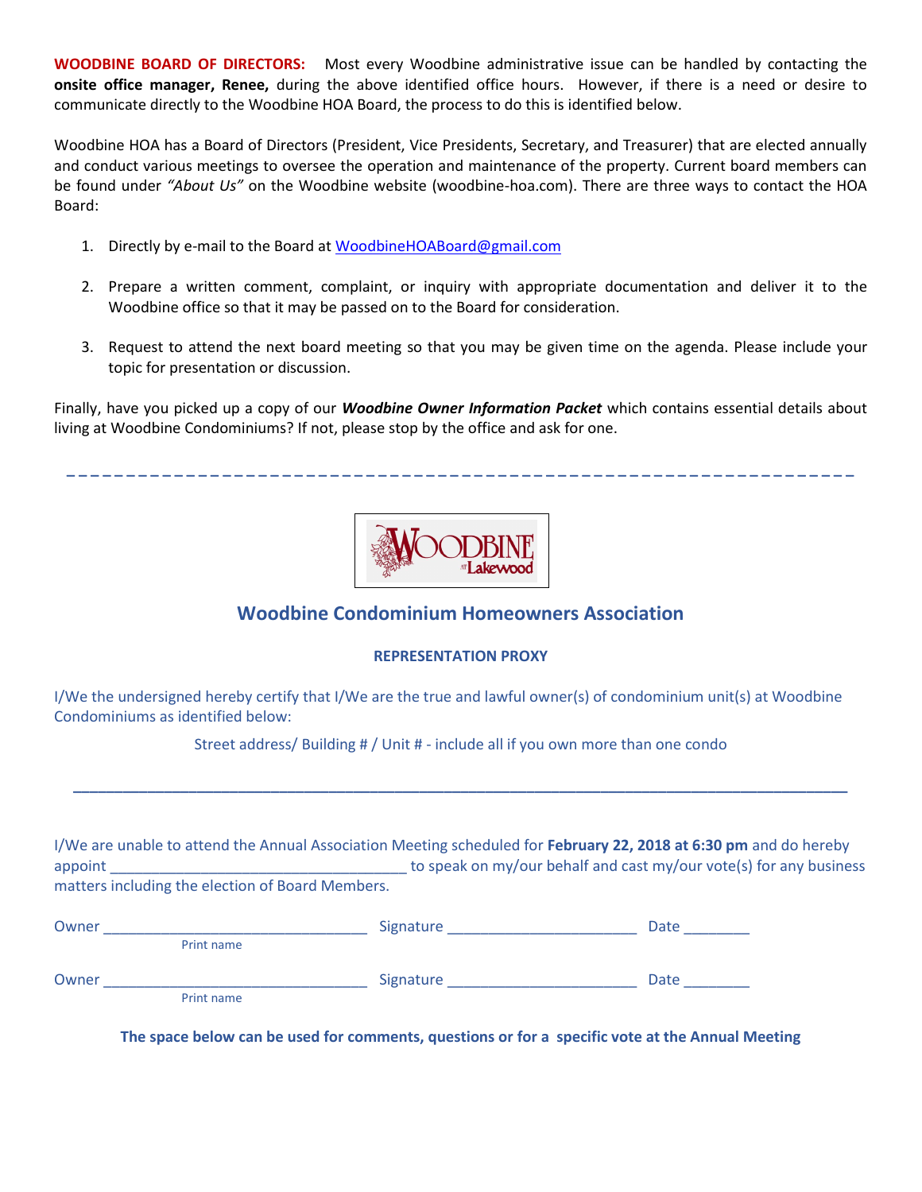**WOODBINE BOARD OF DIRECTORS:** Most every Woodbine administrative issue can be handled by contacting the **onsite office manager, Renee,** during the above identified office hours. However, if there is a need or desire to communicate directly to the Woodbine HOA Board, the process to do this is identified below.

Woodbine HOA has a Board of Directors (President, Vice Presidents, Secretary, and Treasurer) that are elected annually and conduct various meetings to oversee the operation and maintenance of the property. Current board members can be found under *"About Us"* on the Woodbine website (woodbine-hoa.com). There are three ways to contact the HOA Board:

1. Directly by e-mail to the Board at WoodbineHOABoard@gmail.com

2. Prepare a written comment, complaint, or inquiry with appropriate documentation and deliver it to the Woodbine office so that it may be passed on to the Board for consideration.

3. Request to attend the next board meeting so that you may be given time on the agenda. Please include your topic for presentation or discussion.

Finally, have you picked up a copy of our ***Woodbine Owner Information Packet*** which contains essential details about living at Woodbine Condominiums? If not, please stop by the office and ask for one.

---

WOODBINE at Lakewood

## Woodbine Condominium Homeowners Association

### REPRESENTATION PROXY

I/We the undersigned hereby certify that I/We are the true and lawful owner(s) of condominium unit(s) at Woodbine Condominiums as identified below:

Street address/ Building # / Unit # - include all if you own more than one condo

_______________________________________________________________________________

I/We are unable to attend the Annual Association Meeting scheduled for **February 22, 2018 at 6:30 pm** and do hereby appoint ___________________________________ to speak on my/our behalf and cast my/our vote(s) for any business matters including the election of Board Members.

Owner ________________________________ Signature ______________________ Date ________
Print name

Owner ________________________________ Signature ______________________ Date ________
Print name

**The space below can be used for comments, questions or for a specific vote at the Annual Meeting**